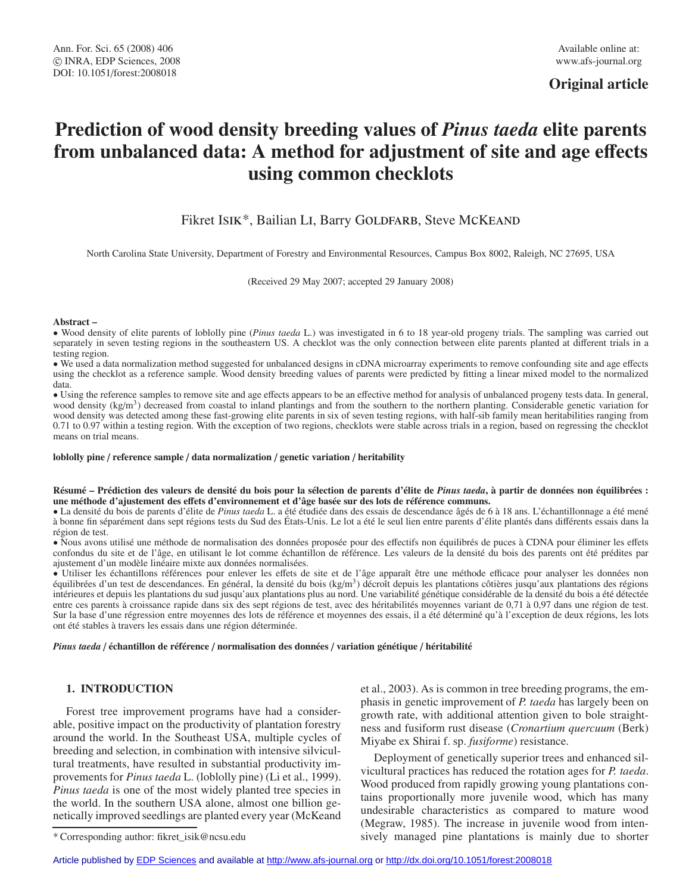Original article

# Prediction of wood density breeding values of *Pinus taeda* elite parents from unbalanced data: A method for adjustment of site and age effects using common checklots

Fikret Isik*, Bailian Li, Barry Goldfarb, Steve McKeand

North Carolina State University, Department of Forestry and Environmental Resources, Campus Box 8002, Raleigh, NC 27695, USA

(Received 29 May 2007; accepted 29 January 2008)

**Abstract –**

• Wood density of elite parents of loblolly pine (*Pinus taeda* L.) was investigated in 6 to 18 year-old progeny trials. The sampling was carried out separately in seven testing regions in the southeastern US. A checklot was the only connection between elite parents planted at different trials in a testing region.

• We used a data normalization method suggested for unbalanced designs in cDNA microarray experiments to remove confounding site and age effects using the checklot as a reference sample. Wood density breeding values of parents were predicted by fitting a linear mixed model to the normalized data.

• Using the reference samples to remove site and age effects appears to be an effective method for analysis of unbalanced progeny tests data. In general, wood density (kg/m$^3$) decreased from coastal to inland plantings and from the southern to the northern planting. Considerable genetic variation for wood density was detected among these fast-growing elite parents in six of seven testing regions, with half-sib family mean heritabilities ranging from 0.71 to 0.97 within a testing region. With the exception of two regions, checklots were stable across trials in a region, based on regressing the checklot means on trial means.

**loblolly pine / reference sample / data normalization / genetic variation / heritability**

**Résumé – Prédiction des valeurs de densité du bois pour la sélection de parents d'élite de *Pinus taeda*, à partir de données non équilibrées : une méthode d'ajustement des effets d'environnement et d'âge basée sur des lots de référence communs.**

• La densité du bois de parents d'élite de *Pinus taeda* L. a été étudiée dans des essais de descendance âgés de 6 à 18 ans. L'échantillonnage a été mené à bonne fin séparément dans sept régions tests du Sud des États-Unis. Le lot a été le seul lien entre parents d'élite plantés dans différents essais dans la région de test.

• Nous avons utilisé une méthode de normalisation des données proposée pour des effectifs non équilibrés de puces à CDNA pour éliminer les effets confondus du site et de l'âge, en utilisant le lot comme échantillon de référence. Les valeurs de la densité du bois des parents ont été prédites par ajustement d'un modèle linéaire mixte aux données normalisées.

• Utiliser les échantillons références pour enlever les effets de site et de l'âge apparaît être une méthode efficace pour analyser les données non équilibrées d'un test de descendances. En général, la densité du bois (kg/m$^3$) décroît depuis les plantations côtières jusqu'aux plantations des régions intérieures et depuis les plantations du sud jusqu'aux plantations plus au nord. Une variabilité génétique considérable de la densité du bois a été détectée entre ces parents à croissance rapide dans six des sept régions de test, avec des héritabilités moyennes variant de 0,71 à 0,97 dans une région de test. Sur la base d'une régression entre moyennes des lots de référence et moyennes des essais, il a été déterminé qu'à l'exception de deux régions, les lots ont été stables à travers les essais dans une région déterminée.

***Pinus taeda* / échantillon de référence / normalisation des données / variation génétique / héritabilité**

## 1. INTRODUCTION

Forest tree improvement programs have had a considerable, positive impact on the productivity of plantation forestry around the world. In the Southeast USA, multiple cycles of breeding and selection, in combination with intensive silvicultural treatments, have resulted in substantial productivity improvements for *Pinus taeda* L. (loblolly pine) (Li et al., 1999). *Pinus taeda* is one of the most widely planted tree species in the world. In the southern USA alone, almost one billion genetically improved seedlings are planted every year (McKeand et al., 2003). As is common in tree breeding programs, the emphasis in genetic improvement of *P. taeda* has largely been on growth rate, with additional attention given to bole straightness and fusiform rust disease (*Cronartium quercuum* (Berk) Miyabe ex Shirai f. sp. *fusiforme*) resistance.

Deployment of genetically superior trees and enhanced silvicultural practices has reduced the rotation ages for *P. taeda*. Wood produced from rapidly growing young plantations contains proportionally more juvenile wood, which has many undesirable characteristics as compared to mature wood (Megraw, 1985). The increase in juvenile wood from intensively managed pine plantations is mainly due to shorter

\* Corresponding author: fikret_isik@ncsu.edu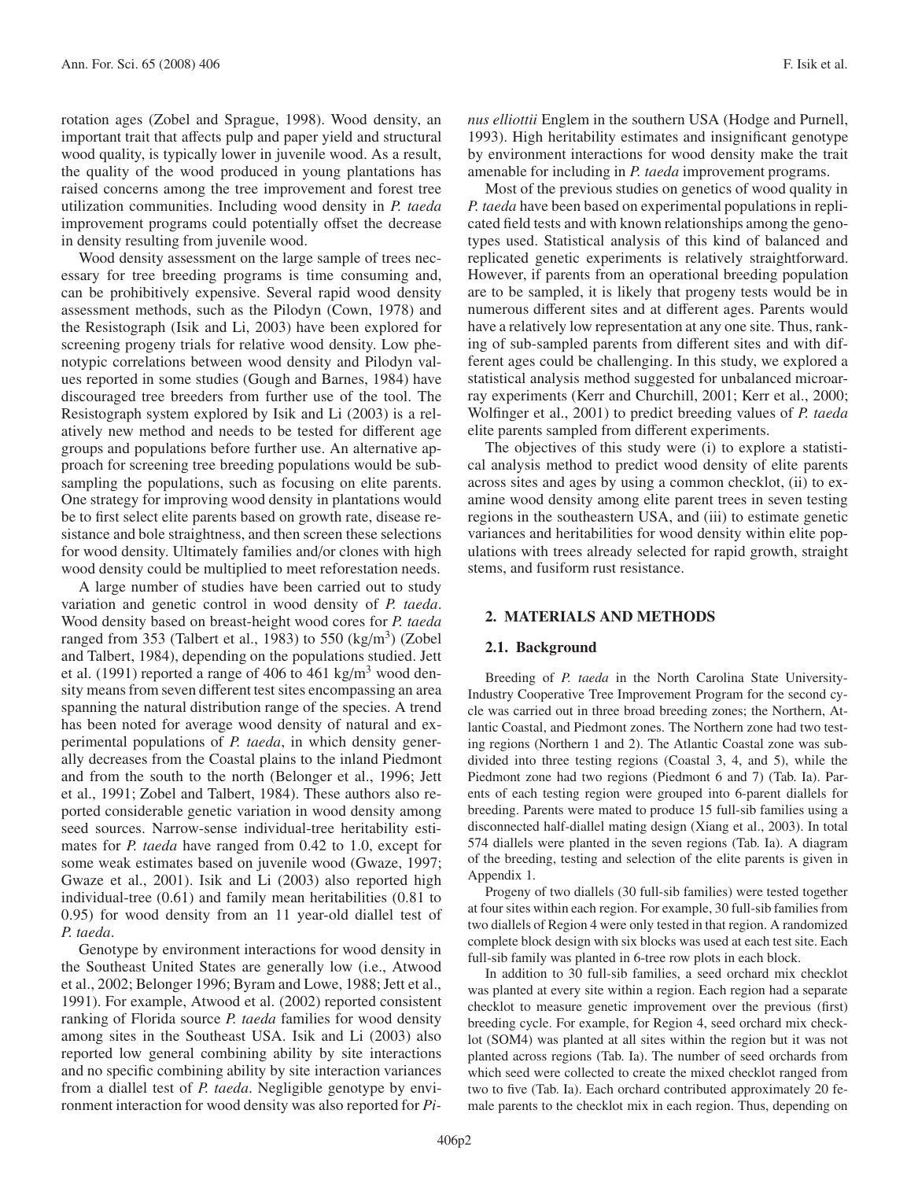rotation ages (Zobel and Sprague, 1998). Wood density, an important trait that affects pulp and paper yield and structural wood quality, is typically lower in juvenile wood. As a result, the quality of the wood produced in young plantations has raised concerns among the tree improvement and forest tree utilization communities. Including wood density in *P. taeda* improvement programs could potentially offset the decrease in density resulting from juvenile wood.

Wood density assessment on the large sample of trees necessary for tree breeding programs is time consuming and, can be prohibitively expensive. Several rapid wood density assessment methods, such as the Pilodyn (Cown, 1978) and the Resistograph (Isik and Li, 2003) have been explored for screening progeny trials for relative wood density. Low phenotypic correlations between wood density and Pilodyn values reported in some studies (Gough and Barnes, 1984) have discouraged tree breeders from further use of the tool. The Resistograph system explored by Isik and Li (2003) is a relatively new method and needs to be tested for different age groups and populations before further use. An alternative approach for screening tree breeding populations would be subsampling the populations, such as focusing on elite parents. One strategy for improving wood density in plantations would be to first select elite parents based on growth rate, disease resistance and bole straightness, and then screen these selections for wood density. Ultimately families and/or clones with high wood density could be multiplied to meet reforestation needs.

A large number of studies have been carried out to study variation and genetic control in wood density of *P. taeda*. Wood density based on breast-height wood cores for *P. taeda* ranged from 353 (Talbert et al., 1983) to 550 (kg/m$^3$) (Zobel and Talbert, 1984), depending on the populations studied. Jett et al. (1991) reported a range of 406 to 461 kg/m$^3$ wood density means from seven different test sites encompassing an area spanning the natural distribution range of the species. A trend has been noted for average wood density of natural and experimental populations of *P. taeda*, in which density generally decreases from the Coastal plains to the inland Piedmont and from the south to the north (Belonger et al., 1996; Jett et al., 1991; Zobel and Talbert, 1984). These authors also reported considerable genetic variation in wood density among seed sources. Narrow-sense individual-tree heritability estimates for *P. taeda* have ranged from 0.42 to 1.0, except for some weak estimates based on juvenile wood (Gwaze, 1997; Gwaze et al., 2001). Isik and Li (2003) also reported high individual-tree (0.61) and family mean heritabilities (0.81 to 0.95) for wood density from an 11 year-old diallel test of *P. taeda*.

Genotype by environment interactions for wood density in the Southeast United States are generally low (i.e., Atwood et al., 2002; Belonger 1996; Byram and Lowe, 1988; Jett et al., 1991). For example, Atwood et al. (2002) reported consistent ranking of Florida source *P. taeda* families for wood density among sites in the Southeast USA. Isik and Li (2003) also reported low general combining ability by site interactions and no specific combining ability by site interaction variances from a diallel test of *P. taeda*. Negligible genotype by environment interaction for wood density was also reported for *Pinus elliottii* Englem in the southern USA (Hodge and Purnell, 1993). High heritability estimates and insignificant genotype by environment interactions for wood density make the trait amenable for including in *P. taeda* improvement programs.

Most of the previous studies on genetics of wood quality in *P. taeda* have been based on experimental populations in replicated field tests and with known relationships among the genotypes used. Statistical analysis of this kind of balanced and replicated genetic experiments is relatively straightforward. However, if parents from an operational breeding population are to be sampled, it is likely that progeny tests would be in numerous different sites and at different ages. Parents would have a relatively low representation at any one site. Thus, ranking of sub-sampled parents from different sites and with different ages could be challenging. In this study, we explored a statistical analysis method suggested for unbalanced microarray experiments (Kerr and Churchill, 2001; Kerr et al., 2000; Wolfinger et al., 2001) to predict breeding values of *P. taeda* elite parents sampled from different experiments.

The objectives of this study were (i) to explore a statistical analysis method to predict wood density of elite parents across sites and ages by using a common checklot, (ii) to examine wood density among elite parent trees in seven testing regions in the southeastern USA, and (iii) to estimate genetic variances and heritabilities for wood density within elite populations with trees already selected for rapid growth, straight stems, and fusiform rust resistance.

## 2. MATERIALS AND METHODS

### 2.1. Background

Breeding of *P. taeda* in the North Carolina State University-Industry Cooperative Tree Improvement Program for the second cycle was carried out in three broad breeding zones; the Northern, Atlantic Coastal, and Piedmont zones. The Northern zone had two testing regions (Northern 1 and 2). The Atlantic Coastal zone was subdivided into three testing regions (Coastal 3, 4, and 5), while the Piedmont zone had two regions (Piedmont 6 and 7) (Tab. Ia). Parents of each testing region were grouped into 6-parent diallels for breeding. Parents were mated to produce 15 full-sib families using a disconnected half-diallel mating design (Xiang et al., 2003). In total 574 diallels were planted in the seven regions (Tab. Ia). A diagram of the breeding, testing and selection of the elite parents is given in Appendix 1.

Progeny of two diallels (30 full-sib families) were tested together at four sites within each region. For example, 30 full-sib families from two diallels of Region 4 were only tested in that region. A randomized complete block design with six blocks was used at each test site. Each full-sib family was planted in 6-tree row plots in each block.

In addition to 30 full-sib families, a seed orchard mix checklot was planted at every site within a region. Each region had a separate checklot to measure genetic improvement over the previous (first) breeding cycle. For example, for Region 4, seed orchard mix checklot (SOM4) was planted at all sites within the region but it was not planted across regions (Tab. Ia). The number of seed orchards from which seed were collected to create the mixed checklot ranged from two to five (Tab. Ia). Each orchard contributed approximately 20 female parents to the checklot mix in each region. Thus, depending on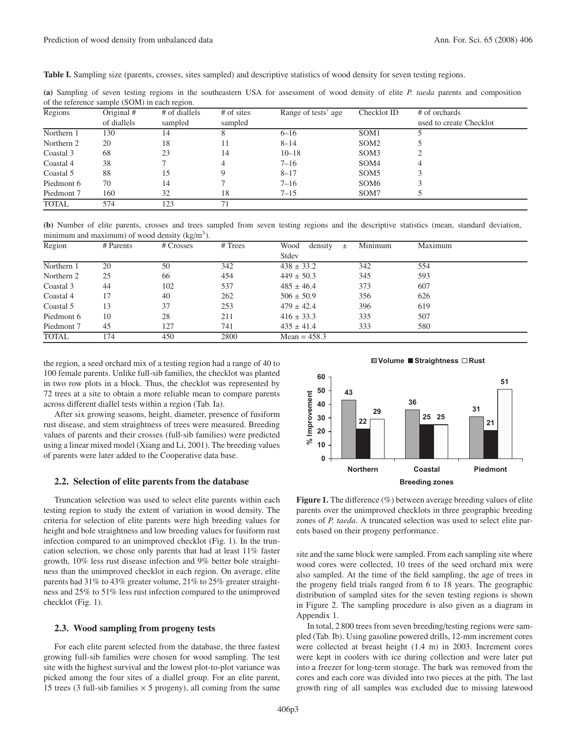**Table I.** Sampling size (parents, crosses, sites sampled) and descriptive statistics of wood density for seven testing regions.

**(a)** Sampling of seven testing regions in the southeastern USA for assessment of wood density of elite *P. taeda* parents and composition of the reference sample (SOM) in each region.

| Regions | Original # of diallels | # of diallels sampled | # of sites sampled | Range of tests' age | Checklot ID | # of orchards used to create Checklot |
|---|---|---|---|---|---|---|
| Northern 1 | 130 | 14 | 8 | 6–16 | SOM1 | 5 |
| Northern 2 | 20 | 18 | 11 | 8–14 | SOM2 | 5 |
| Coastal 3 | 68 | 23 | 14 | 10–18 | SOM3 | 2 |
| Coastal 4 | 38 | 7 | 4 | 7–16 | SOM4 | 4 |
| Coastal 5 | 88 | 15 | 9 | 8–17 | SOM5 | 3 |
| Piedmont 6 | 70 | 14 | 7 | 7–16 | SOM6 | 3 |
| Piedmont 7 | 160 | 32 | 18 | 7–15 | SOM7 | 5 |
| TOTAL | 574 | 123 | 71 | | | |

**(b)** Number of elite parents, crosses and trees sampled from seven testing regions and the descriptive statistics (mean, standard deviation, minimum and maximum) of wood density (kg/m$^3$).

| Region | # Parents | # Crosses | # Trees | Wood density ± Stdev | Minimum | Maximum |
|---|---|---|---|---|---|---|
| Northern 1 | 20 | 50 | 342 | 438 ± 33.2 | 342 | 554 |
| Northern 2 | 25 | 66 | 454 | 449 ± 50.3 | 345 | 593 |
| Coastal 3 | 44 | 102 | 537 | 485 ± 46.4 | 373 | 607 |
| Coastal 4 | 17 | 40 | 262 | 506 ± 50.9 | 356 | 626 |
| Coastal 5 | 13 | 37 | 253 | 479 ± 42.4 | 396 | 619 |
| Piedmont 6 | 10 | 28 | 211 | 416 ± 33.3 | 335 | 507 |
| Piedmont 7 | 45 | 127 | 741 | 435 ± 41.4 | 333 | 580 |
| TOTAL | 174 | 450 | 2800 | Mean = 458.3 | | |

the region, a seed orchard mix of a testing region had a range of 40 to 100 female parents. Unlike full-sib families, the checklot was planted in two row plots in a block. Thus, the checklot was represented by 72 trees at a site to obtain a more reliable mean to compare parents across different diallel tests within a region (Tab. Ia).

After six growing seasons, height, diameter, presence of fusiform rust disease, and stem straightness of trees were measured. Breeding values of parents and their crosses (full-sib families) were predicted using a linear mixed model (Xiang and Li, 2001). The breeding values of parents were later added to the Cooperative data base.

## 2.2. Selection of elite parents from the database

Truncation selection was used to select elite parents within each testing region to study the extent of variation in wood density. The criteria for selection of elite parents were high breeding values for height and bole straightness and low breeding values for fusiform rust infection compared to an unimproved checklot (Fig. 1). In the truncation selection, we chose only parents that had at least 11% faster growth, 10% less rust disease infection and 9% better bole straightness than the unimproved checklot in each region. On average, elite parents had 31% to 43% greater volume, 21% to 25% greater straightness and 25% to 51% less rust infection compared to the unimproved checklot (Fig. 1).

## 2.3. Wood sampling from progeny tests

For each elite parent selected from the database, the three fastest growing full-sib families were chosen for wood sampling. The test site with the highest survival and the lowest plot-to-plot variance was picked among the four sites of a diallel group. For an elite parent, 15 trees (3 full-sib families × 5 progeny), all coming from the same site and the same block were sampled. From each sampling site where wood cores were collected, 10 trees of the seed orchard mix were also sampled. At the time of the field sampling, the age of trees in the progeny field trials ranged from 6 to 18 years. The geographic distribution of sampled sites for the seven testing regions is shown in Figure 2. The sampling procedure is also given as a diagram in Appendix 1.

In total, 2 800 trees from seven breeding/testing regions were sampled (Tab. Ib). Using gasoline powered drills, 12-mm increment cores were collected at breast height (1.4 m) in 2003. Increment cores were kept in coolers with ice during collection and were later put into a freezer for long-term storage. The bark was removed from the cores and each core was divided into two pieces at the pith. The last growth ring of all samples was excluded due to missing latewood

| Breeding zones | Volume | Straightness | Rust |
|---|---|---|---|
| Northern | 43 | 22 | 29 |
| Coastal | 36 | 25 | 25 |
| Piedmont | 31 | 21 | 51 |

**Figure 1.** The difference (%) between average breeding values of elite parents over the unimproved checklots in three geographic breeding zones of *P. taeda*. A truncated selection was used to select elite parents based on their progeny performance.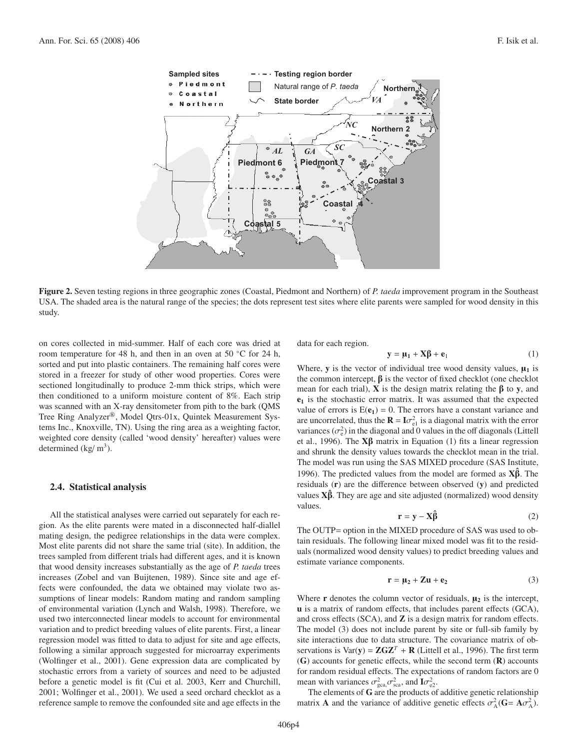**Figure 2.** Seven testing regions in three geographic zones (Coastal, Piedmont and Northern) of *P. taeda* improvement program in the Southeast USA. The shaded area is the natural range of the species; the dots represent test sites where elite parents were sampled for wood density in this study.

on cores collected in mid-summer. Half of each core was dried at room temperature for 48 h, and then in an oven at 50 °C for 24 h, sorted and put into plastic containers. The remaining half cores were stored in a freezer for study of other wood properties. Cores were sectioned longitudinally to produce 2-mm thick strips, which were then conditioned to a uniform moisture content of 8%. Each strip was scanned with an X-ray densitometer from pith to the bark (QMS Tree Ring Analyzer®, Model Qtrs-01x, Quintek Measurement Systems Inc., Knoxville, TN). Using the ring area as a weighting factor, weighted core density (called 'wood density' hereafter) values were determined (kg/ m$^3$).

### 2.4. Statistical analysis

All the statistical analyses were carried out separately for each region. As the elite parents were mated in a disconnected half-diallel mating design, the pedigree relationships in the data were complex. Most elite parents did not share the same trial (site). In addition, the trees sampled from different trials had different ages, and it is known that wood density increases substantially as the age of *P. taeda* trees increases (Zobel and van Buijtenen, 1989). Since site and age effects were confounded, the data we obtained may violate two assumptions of linear models: Random mating and random sampling of environmental variation (Lynch and Walsh, 1998). Therefore, we used two interconnected linear models to account for environmental variation and to predict breeding values of elite parents. First, a linear regression model was fitted to data to adjust for site and age effects, following a similar approach suggested for microarray experiments (Wolfinger et al., 2001). Gene expression data are complicated by stochastic errors from a variety of sources and need to be adjusted before a genetic model is fit (Cui et al. 2003, Kerr and Churchill, 2001; Wolfinger et al., 2001). We used a seed orchard checklot as a reference sample to remove the confounded site and age effects in the data for each region.

$$\mathbf{y} = \boldsymbol{\mu}_1 + \mathbf{X}\boldsymbol{\beta} + \mathbf{e}_1 \quad (1)$$

Where, $\mathbf{y}$ is the vector of individual tree wood density values, $\boldsymbol{\mu}_1$ is the common intercept, $\boldsymbol{\beta}$ is the vector of fixed checklot (one checklot mean for each trial), $\mathbf{X}$ is the design matrix relating the $\boldsymbol{\beta}$ to $\mathbf{y}$, and $\mathbf{e}_1$ is the stochastic error matrix. It was assumed that the expected value of errors is $\mathrm{E}(\mathbf{e}_1) = 0$. The errors have a constant variance and are uncorrelated, thus the $\mathbf{R} = \mathbf{I}\sigma^2_{e1}$ is a diagonal matrix with the error variances ($\sigma^2_e$) in the diagonal and 0 values in the off diagonals (Littell et al., 1996). The $\mathbf{X}\boldsymbol{\beta}$ matrix in Equation (1) fits a linear regression and shrunk the density values towards the checklot mean in the trial. The model was run using the SAS MIXED procedure (SAS Institute, 1996). The predicted values from the model are formed as $\mathbf{X}\hat{\boldsymbol{\beta}}$. The residuals ($\mathbf{r}$) are the difference between observed ($\mathbf{y}$) and predicted values $\mathbf{X}\hat{\boldsymbol{\beta}}$. They are age and site adjusted (normalized) wood density values.

$$\mathbf{r} = \mathbf{y} - \mathbf{X}\hat{\boldsymbol{\beta}} \quad (2)$$

The OUTP= option in the MIXED procedure of SAS was used to obtain residuals. The following linear mixed model was fit to the residuals (normalized wood density values) to predict breeding values and estimate variance components.

$$\mathbf{r} = \boldsymbol{\mu}_2 + \mathbf{Z}\mathbf{u} + \mathbf{e}_2 \quad (3)$$

Where $\mathbf{r}$ denotes the column vector of residuals, $\boldsymbol{\mu}_2$ is the intercept, $\mathbf{u}$ is a matrix of random effects, that includes parent effects (GCA), and cross effects (SCA), and $\mathbf{Z}$ is a design matrix for random effects. The model (3) does not include parent by site or full-sib family by site interactions due to data structure. The covariance matrix of observations is $\mathrm{Var}(\mathbf{y}) = \mathbf{Z}\mathbf{G}\mathbf{Z}^T + \mathbf{R}$ (Littell et al., 1996). The first term ($\mathbf{G}$) accounts for genetic effects, while the second term ($\mathbf{R}$) accounts for random residual effects. The expectations of random factors are 0 mean with variances $\sigma^2_{gca}$, $\sigma^2_{sca}$, and $\mathbf{I}\sigma^2_{e2}$.

The elements of $\mathbf{G}$ are the products of additive genetic relationship matrix $\mathbf{A}$ and the variance of additive genetic effects $\sigma^2_A$ ($\mathbf{G} = \mathbf{A}\sigma^2_A$).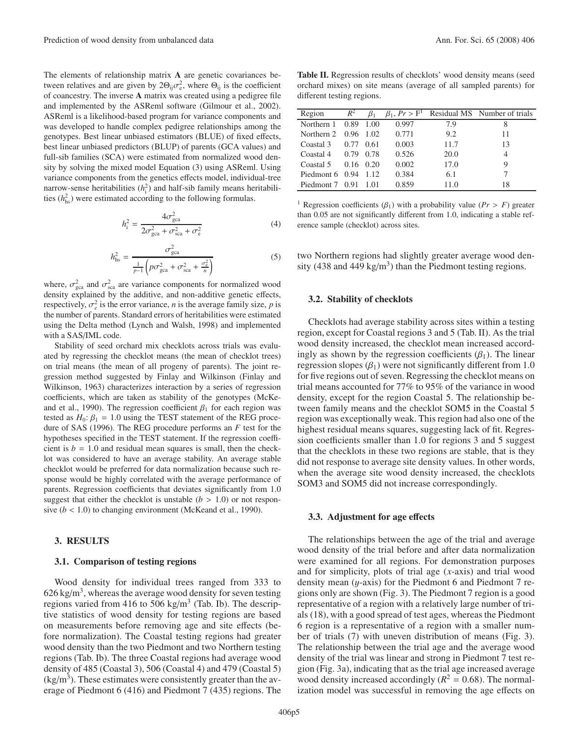The elements of relationship matrix **A** are genetic covariances between relatives and are given by $2\Theta_{ij}\sigma_e^2$, where $\Theta_{ij}$ is the coefficient of coancestry. The inverse **A** matrix was created using a pedigree file and implemented by the ASReml software (Gilmour et al., 2002). ASReml is a likelihood-based program for variance components and was developed to handle complex pedigree relationships among the genotypes. Best linear unbiased estimators (BLUE) of fixed effects, best linear unbiased predictors (BLUP) of parents (GCA values) and full-sib families (SCA) were estimated from normalized wood density by solving the mixed model Equation (3) using ASReml. Using variance components from the genetics effects model, individual-tree narrow-sense heritabilities ($h_i^2$) and half-sib family means heritabilities ($h_{hs}^2$) were estimated according to the following formulas.

$$h_i^2 = \frac{4\sigma_{gca}^2}{2\sigma_{gca}^2 + \sigma_{sca}^2 + \sigma_e^2} \tag{4}$$

$$h_{hs}^2 = \frac{\sigma_{gca}^2}{\frac{1}{p-1}\left(p\sigma_{gca}^2 + \sigma_{sca}^2 + \frac{\sigma_e^2}{n}\right)} \tag{5}$$

where, $\sigma_{gca}^2$ and $\sigma_{sca}^2$ are variance components for normalized wood density explained by the additive, and non-additive genetic effects, respectively, $\sigma_e^2$ is the error variance, $n$ is the average family size, $p$ is the number of parents. Standard errors of heritabilities were estimated using the Delta method (Lynch and Walsh, 1998) and implemented with a SAS/IML code.

Stability of seed orchard mix checklots across trials was evaluated by regressing the checklot means (the mean of checklot trees) on trial means (the mean of all progeny of parents). The joint regression method suggested by Finlay and Wilkinson (Finlay and Wilkinson, 1963) characterizes interaction by a series of regression coefficients, which are taken as stability of the genotypes (McKeand and et al., 1990). The regression coefficient $\beta_1$ for each region was tested as $H_0$: $\beta_1 = 1.0$ using the TEST statement of the REG procedure of SAS (1996). The REG procedure performs an $F$ test for the hypotheses specified in the TEST statement. If the regression coefficient is $b = 1.0$ and residual mean squares is small, then the checklot was considered to have an average stability. An average stable checklot would be preferred for data normalization because such response would be highly correlated with the average performance of parents. Regression coefficients that deviates significantly from 1.0 suggest that either the checklot is unstable ($b > 1.0$) or not responsive ($b < 1.0$) to changing environment (McKeand et al., 1990).

## 3. RESULTS

### 3.1. Comparison of testing regions

Wood density for individual trees ranged from 333 to 626 kg/m$^3$, whereas the average wood density for seven testing regions varied from 416 to 506 kg/m$^3$ (Tab. Ib). The descriptive statistics of wood density for testing regions are based on measurements before removing age and site effects (before normalization). The Coastal testing regions had greater wood density than the two Piedmont and two Northern testing regions (Tab. Ib). The three Coastal regions had average wood density of 485 (Coastal 3), 506 (Coastal 4) and 479 (Coastal 5) (kg/m$^3$). These estimates were consistently greater than the average of Piedmont 6 (416) and Piedmont 7 (435) regions. The two Northern regions had slightly greater average wood density (438 and 449 kg/m$^3$) than the Piedmont testing regions.

**Table II.** Regression results of checklots' wood density means (seed orchard mixes) on site means (average of all sampled parents) for different testing regions.

| Region | $R^2$ | $\beta_1$ | $\beta_1$, $Pr > F$[1] | Residual MS | Number of trials |
|---|---|---|---|---|---|
| Northern 1 | 0.89 | 1.00 | 0.997 | 7.9 | 8 |
| Northern 2 | 0.96 | 1.02 | 0.771 | 9.2 | 11 |
| Coastal 3 | 0.77 | 0.61 | 0.003 | 11.7 | 13 |
| Coastal 4 | 0.79 | 0.78 | 0.526 | 20.0 | 4 |
| Coastal 5 | 0.16 | 0.20 | 0.002 | 17.0 | 9 |
| Piedmont 6 | 0.94 | 1.12 | 0.384 | 6.1 | 7 |
| Piedmont 7 | 0.91 | 1.01 | 0.859 | 11.0 | 18 |

[1] Regression coefficients ($\beta_1$) with a probability value ($Pr > F$) greater than 0.05 are not significantly different from 1.0, indicating a stable reference sample (checklot) across sites.

### 3.2. Stability of checklots

Checklots had average stability across sites within a testing region, except for Coastal regions 3 and 5 (Tab. II). As the trial wood density increased, the checklot mean increased accordingly as shown by the regression coefficients ($\beta_1$). The linear regression slopes ($\beta_1$) were not significantly different from 1.0 for five regions out of seven. Regressing the checklot means on trial means accounted for 77% to 95% of the variance in wood density, except for the region Coastal 5. The relationship between family means and the checklot SOM5 in the Coastal 5 region was exceptionally weak. This region had also one of the highest residual means squares, suggesting lack of fit. Regression coefficients smaller than 1.0 for regions 3 and 5 suggest that the checklots in these two regions are stable, that is they did not response to average site density values. In other words, when the average site wood density increased, the checklots SOM3 and SOM5 did not increase correspondingly.

### 3.3. Adjustment for age effects

The relationships between the age of the trial and average wood density of the trial before and after data normalization were examined for all regions. For demonstration purposes and for simplicity, plots of trial age ($x$-axis) and trial wood density mean ($y$-axis) for the Piedmont 6 and Piedmont 7 regions only are shown (Fig. 3). The Piedmont 7 region is a good representative of a region with a relatively large number of trials (18), with a good spread of test ages, whereas the Piedmont 6 region is a representative of a region with a smaller number of trials (7) with uneven distribution of means (Fig. 3). The relationship between the trial age and the average wood density of the trial was linear and strong in Piedmont 7 test region (Fig. 3a), indicating that as the trial age increased average wood density increased accordingly ($R^2 = 0.68$). The normalization model was successful in removing the age effects on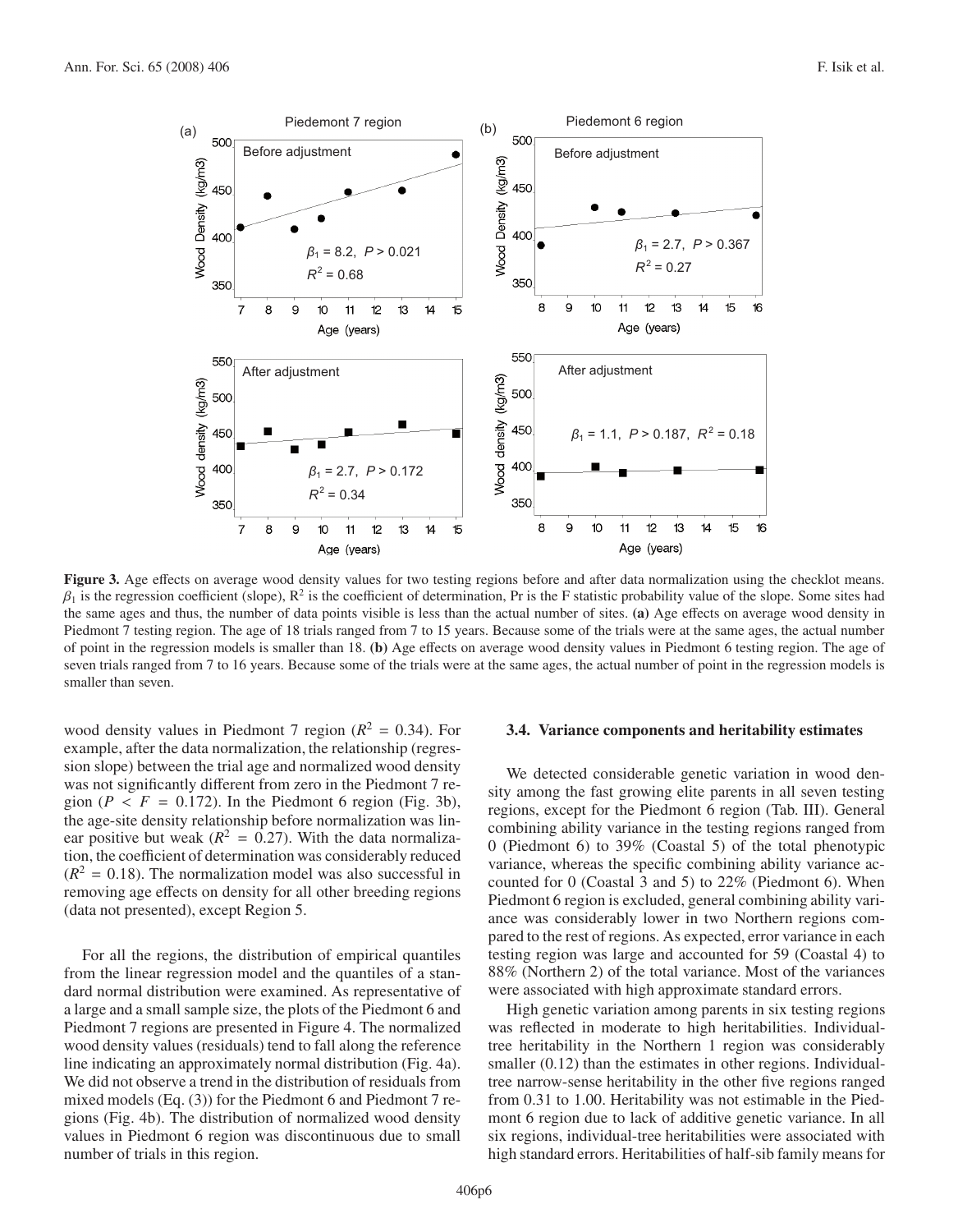**Figure 3.** Age effects on average wood density values for two testing regions before and after data normalization using the checklot means. $\beta_1$ is the regression coefficient (slope), $R^2$ is the coefficient of determination, Pr is the F statistic probability value of the slope. Some sites had the same ages and thus, the number of data points visible is less than the actual number of sites. **(a)** Age effects on average wood density in Piedmont 7 testing region. The age of 18 trials ranged from 7 to 15 years. Because some of the trials were at the same ages, the actual number of point in the regression models is smaller than 18. **(b)** Age effects on average wood density values in Piedmont 6 testing region. The age of seven trials ranged from 7 to 16 years. Because some of the trials were at the same ages, the actual number of point in the regression models is smaller than seven.

wood density values in Piedmont 7 region ($R^2 = 0.34$). For example, after the data normalization, the relationship (regression slope) between the trial age and normalized wood density was not significantly different from zero in the Piedmont 7 region ($P < F = 0.172$). In the Piedmont 6 region (Fig. 3b), the age-site density relationship before normalization was linear positive but weak ($R^2 = 0.27$). With the data normalization, the coefficient of determination was considerably reduced ($R^2 = 0.18$). The normalization model was also successful in removing age effects on density for all other breeding regions (data not presented), except Region 5.

For all the regions, the distribution of empirical quantiles from the linear regression model and the quantiles of a standard normal distribution were examined. As representative of a large and a small sample size, the plots of the Piedmont 6 and Piedmont 7 regions are presented in Figure 4. The normalized wood density values (residuals) tend to fall along the reference line indicating an approximately normal distribution (Fig. 4a). We did not observe a trend in the distribution of residuals from mixed models (Eq. (3)) for the Piedmont 6 and Piedmont 7 regions (Fig. 4b). The distribution of normalized wood density values in Piedmont 6 region was discontinuous due to small number of trials in this region.

### 3.4. Variance components and heritability estimates

We detected considerable genetic variation in wood density among the fast growing elite parents in all seven testing regions, except for the Piedmont 6 region (Tab. III). General combining ability variance in the testing regions ranged from 0 (Piedmont 6) to 39% (Coastal 5) of the total phenotypic variance, whereas the specific combining ability variance accounted for 0 (Coastal 3 and 5) to 22% (Piedmont 6). When Piedmont 6 region is excluded, general combining ability variance was considerably lower in two Northern regions compared to the rest of regions. As expected, error variance in each testing region was large and accounted for 59 (Coastal 4) to 88% (Northern 2) of the total variance. Most of the variances were associated with high approximate standard errors.

High genetic variation among parents in six testing regions was reflected in moderate to high heritabilities. Individual-tree heritability in the Northern 1 region was considerably smaller (0.12) than the estimates in other regions. Individual-tree narrow-sense heritability in the other five regions ranged from 0.31 to 1.00. Heritability was not estimable in the Piedmont 6 region due to lack of additive genetic variance. In all six regions, individual-tree heritabilities were associated with high standard errors. Heritabilities of half-sib family means for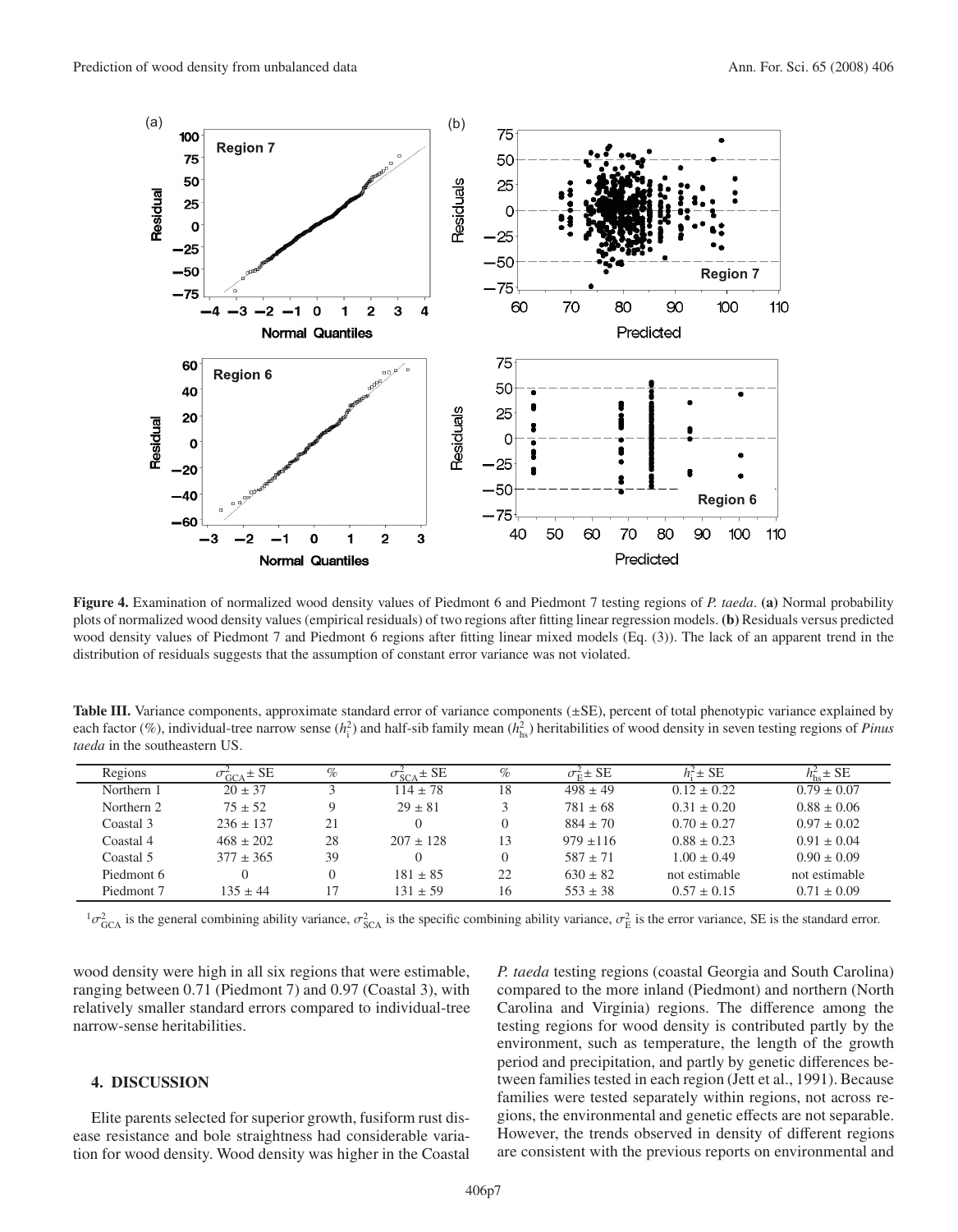**Figure 4.** Examination of normalized wood density values of Piedmont 6 and Piedmont 7 testing regions of *P. taeda*. **(a)** Normal probability plots of normalized wood density values (empirical residuals) of two regions after fitting linear regression models. **(b)** Residuals versus predicted wood density values of Piedmont 7 and Piedmont 6 regions after fitting linear mixed models (Eq. (3)). The lack of an apparent trend in the distribution of residuals suggests that the assumption of constant error variance was not violated.

**Table III.** Variance components, approximate standard error of variance components (±SE), percent of total phenotypic variance explained by each factor (%), individual-tree narrow sense ($h_i^2$) and half-sib family mean ($h_{hs}^2$) heritabilities of wood density in seven testing regions of *Pinus taeda* in the southeastern US.

| Regions | $\sigma^2_{GCA}$ ± SE | % | $\sigma^2_{SCA}$ ± SE | % | $\sigma^2_{E}$ ± SE | $h_i^2$ ± SE | $h_{hs}^2$ ± SE |
|---|---|---|---|---|---|---|---|
| Northern 1 | 20 ± 37 | 3 | 114 ± 78 | 18 | 498 ± 49 | 0.12 ± 0.22 | 0.79 ± 0.07 |
| Northern 2 | 75 ± 52 | 9 | 29 ± 81 | 3 | 781 ± 68 | 0.31 ± 0.20 | 0.88 ± 0.06 |
| Coastal 3 | 236 ± 137 | 21 | 0 | 0 | 884 ± 70 | 0.70 ± 0.27 | 0.97 ± 0.02 |
| Coastal 4 | 468 ± 202 | 28 | 207 ± 128 | 13 | 979 ±116 | 0.88 ± 0.23 | 0.91 ± 0.04 |
| Coastal 5 | 377 ± 365 | 39 | 0 | 0 | 587 ± 71 | 1.00 ± 0.49 | 0.90 ± 0.09 |
| Piedmont 6 | 0 | 0 | 181 ± 85 | 22 | 630 ± 82 | not estimable | not estimable |
| Piedmont 7 | 135 ± 44 | 17 | 131 ± 59 | 16 | 553 ± 38 | 0.57 ± 0.15 | 0.71 ± 0.09 |

[1] $\sigma^2_{GCA}$ is the general combining ability variance, $\sigma^2_{SCA}$ is the specific combining ability variance, $\sigma^2_{E}$ is the error variance, SE is the standard error.

wood density were high in all six regions that were estimable, ranging between 0.71 (Piedmont 7) and 0.97 (Coastal 3), with relatively smaller standard errors compared to individual-tree narrow-sense heritabilities.

## 4. DISCUSSION

Elite parents selected for superior growth, fusiform rust disease resistance and bole straightness had considerable variation for wood density. Wood density was higher in the Coastal *P. taeda* testing regions (coastal Georgia and South Carolina) compared to the more inland (Piedmont) and northern (North Carolina and Virginia) regions. The difference among the testing regions for wood density is contributed partly by the environment, such as temperature, the length of the growth period and precipitation, and partly by genetic differences between families tested in each region (Jett et al., 1991). Because families were tested separately within regions, not across regions, the environmental and genetic effects are not separable. However, the trends observed in density of different regions are consistent with the previous reports on environmental and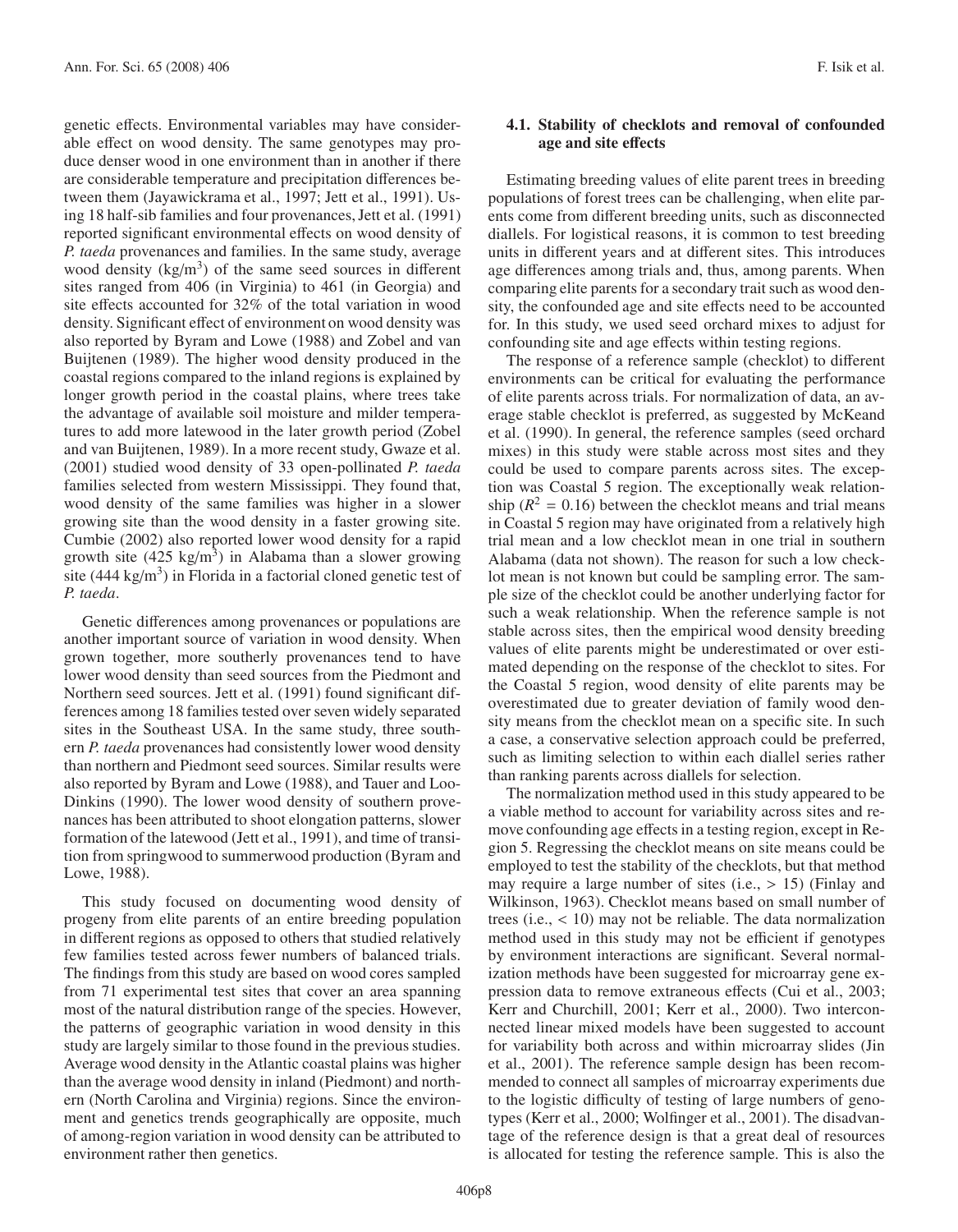genetic effects. Environmental variables may have considerable effect on wood density. The same genotypes may produce denser wood in one environment than in another if there are considerable temperature and precipitation differences between them (Jayawickrama et al., 1997; Jett et al., 1991). Using 18 half-sib families and four provenances, Jett et al. (1991) reported significant environmental effects on wood density of *P. taeda* provenances and families. In the same study, average wood density (kg/m$^3$) of the same seed sources in different sites ranged from 406 (in Virginia) to 461 (in Georgia) and site effects accounted for 32% of the total variation in wood density. Significant effect of environment on wood density was also reported by Byram and Lowe (1988) and Zobel and van Buijtenen (1989). The higher wood density produced in the coastal regions compared to the inland regions is explained by longer growth period in the coastal plains, where trees take the advantage of available soil moisture and milder temperatures to add more latewood in the later growth period (Zobel and van Buijtenen, 1989). In a more recent study, Gwaze et al. (2001) studied wood density of 33 open-pollinated *P. taeda* families selected from western Mississippi. They found that, wood density of the same families was higher in a slower growing site than the wood density in a faster growing site. Cumbie (2002) also reported lower wood density for a rapid growth site (425 kg/m$^3$) in Alabama than a slower growing site (444 kg/m$^3$) in Florida in a factorial cloned genetic test of *P. taeda*.

Genetic differences among provenances or populations are another important source of variation in wood density. When grown together, more southerly provenances tend to have lower wood density than seed sources from the Piedmont and Northern seed sources. Jett et al. (1991) found significant differences among 18 families tested over seven widely separated sites in the Southeast USA. In the same study, three southern *P. taeda* provenances had consistently lower wood density than northern and Piedmont seed sources. Similar results were also reported by Byram and Lowe (1988), and Tauer and Loo-Dinkins (1990). The lower wood density of southern provenances has been attributed to shoot elongation patterns, slower formation of the latewood (Jett et al., 1991), and time of transition from springwood to summerwood production (Byram and Lowe, 1988).

This study focused on documenting wood density of progeny from elite parents of an entire breeding population in different regions as opposed to others that studied relatively few families tested across fewer numbers of balanced trials. The findings from this study are based on wood cores sampled from 71 experimental test sites that cover an area spanning most of the natural distribution range of the species. However, the patterns of geographic variation in wood density in this study are largely similar to those found in the previous studies. Average wood density in the Atlantic coastal plains was higher than the average wood density in inland (Piedmont) and northern (North Carolina and Virginia) regions. Since the environment and genetics trends geographically are opposite, much of among-region variation in wood density can be attributed to environment rather then genetics.

### 4.1. Stability of checklots and removal of confounded age and site effects

Estimating breeding values of elite parent trees in breeding populations of forest trees can be challenging, when elite parents come from different breeding units, such as disconnected diallels. For logistical reasons, it is common to test breeding units in different years and at different sites. This introduces age differences among trials and, thus, among parents. When comparing elite parents for a secondary trait such as wood density, the confounded age and site effects need to be accounted for. In this study, we used seed orchard mixes to adjust for confounding site and age effects within testing regions.

The response of a reference sample (checklot) to different environments can be critical for evaluating the performance of elite parents across trials. For normalization of data, an average stable checklot is preferred, as suggested by McKeand et al. (1990). In general, the reference samples (seed orchard mixes) in this study were stable across most sites and they could be used to compare parents across sites. The exception was Coastal 5 region. The exceptionally weak relationship ($R^2$ = 0.16) between the checklot means and trial means in Coastal 5 region may have originated from a relatively high trial mean and a low checklot mean in one trial in southern Alabama (data not shown). The reason for such a low checklot mean is not known but could be sampling error. The sample size of the checklot could be another underlying factor for such a weak relationship. When the reference sample is not stable across sites, then the empirical wood density breeding values of elite parents might be underestimated or over estimated depending on the response of the checklot to sites. For the Coastal 5 region, wood density of elite parents may be overestimated due to greater deviation of family wood density means from the checklot mean on a specific site. In such a case, a conservative selection approach could be preferred, such as limiting selection to within each diallel series rather than ranking parents across diallels for selection.

The normalization method used in this study appeared to be a viable method to account for variability across sites and remove confounding age effects in a testing region, except in Region 5. Regressing the checklot means on site means could be employed to test the stability of the checklots, but that method may require a large number of sites (i.e., > 15) (Finlay and Wilkinson, 1963). Checklot means based on small number of trees (i.e., < 10) may not be reliable. The data normalization method used in this study may not be efficient if genotypes by environment interactions are significant. Several normalization methods have been suggested for microarray gene expression data to remove extraneous effects (Cui et al., 2003; Kerr and Churchill, 2001; Kerr et al., 2000). Two interconnected linear mixed models have been suggested to account for variability both across and within microarray slides (Jin et al., 2001). The reference sample design has been recommended to connect all samples of microarray experiments due to the logistic difficulty of testing of large numbers of genotypes (Kerr et al., 2000; Wolfinger et al., 2001). The disadvantage of the reference design is that a great deal of resources is allocated for testing the reference sample. This is also the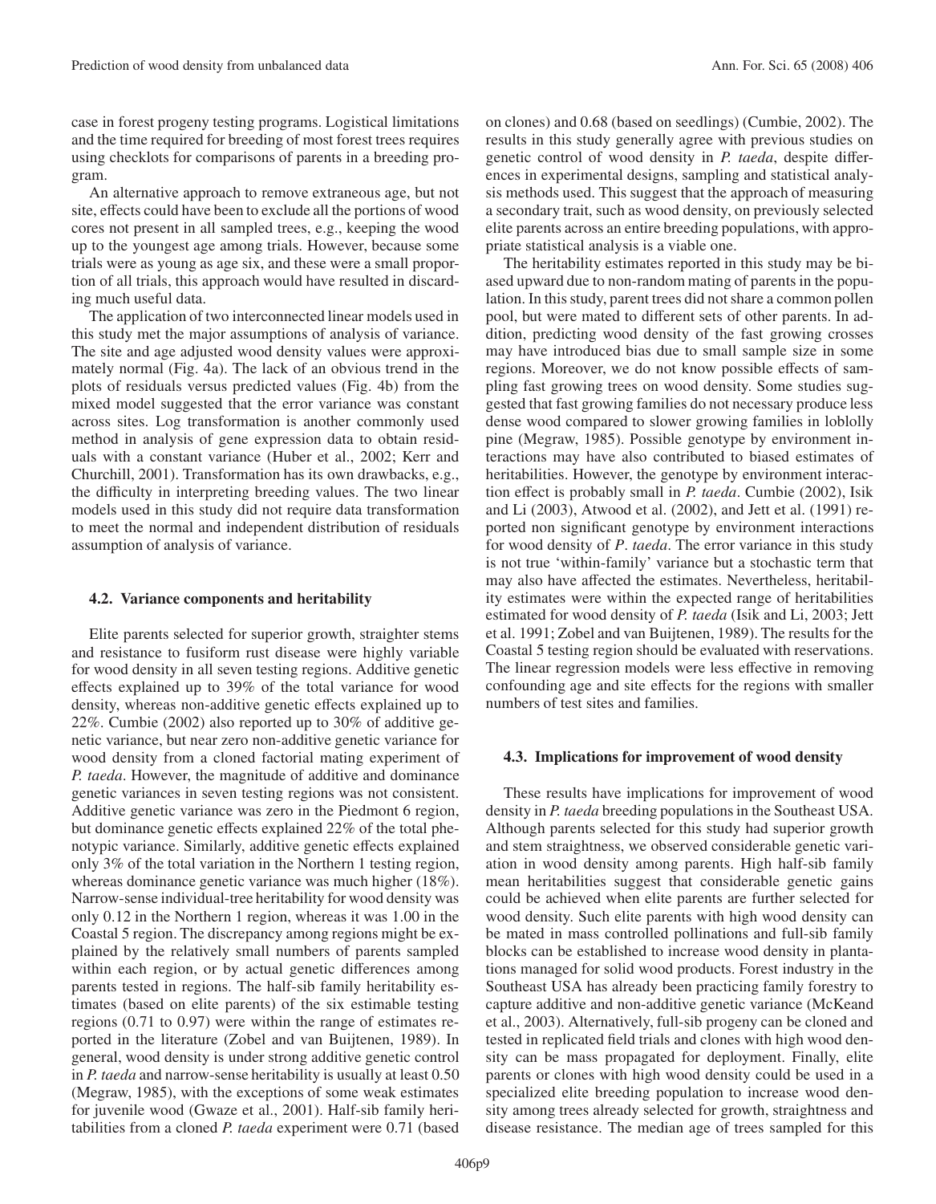case in forest progeny testing programs. Logistical limitations and the time required for breeding of most forest trees requires using checklots for comparisons of parents in a breeding program.

An alternative approach to remove extraneous age, but not site, effects could have been to exclude all the portions of wood cores not present in all sampled trees, e.g., keeping the wood up to the youngest age among trials. However, because some trials were as young as age six, and these were a small proportion of all trials, this approach would have resulted in discarding much useful data.

The application of two interconnected linear models used in this study met the major assumptions of analysis of variance. The site and age adjusted wood density values were approximately normal (Fig. 4a). The lack of an obvious trend in the plots of residuals versus predicted values (Fig. 4b) from the mixed model suggested that the error variance was constant across sites. Log transformation is another commonly used method in analysis of gene expression data to obtain residuals with a constant variance (Huber et al., 2002; Kerr and Churchill, 2001). Transformation has its own drawbacks, e.g., the difficulty in interpreting breeding values. The two linear models used in this study did not require data transformation to meet the normal and independent distribution of residuals assumption of analysis of variance.

### 4.2. Variance components and heritability

Elite parents selected for superior growth, straighter stems and resistance to fusiform rust disease were highly variable for wood density in all seven testing regions. Additive genetic effects explained up to 39% of the total variance for wood density, whereas non-additive genetic effects explained up to 22%. Cumbie (2002) also reported up to 30% of additive genetic variance, but near zero non-additive genetic variance for wood density from a cloned factorial mating experiment of *P. taeda*. However, the magnitude of additive and dominance genetic variances in seven testing regions was not consistent. Additive genetic variance was zero in the Piedmont 6 region, but dominance genetic effects explained 22% of the total phenotypic variance. Similarly, additive genetic effects explained only 3% of the total variation in the Northern 1 testing region, whereas dominance genetic variance was much higher (18%). Narrow-sense individual-tree heritability for wood density was only 0.12 in the Northern 1 region, whereas it was 1.00 in the Coastal 5 region. The discrepancy among regions might be explained by the relatively small numbers of parents sampled within each region, or by actual genetic differences among parents tested in regions. The half-sib family heritability estimates (based on elite parents) of the six estimable testing regions (0.71 to 0.97) were within the range of estimates reported in the literature (Zobel and van Buijtenen, 1989). In general, wood density is under strong additive genetic control in *P. taeda* and narrow-sense heritability is usually at least 0.50 (Megraw, 1985), with the exceptions of some weak estimates for juvenile wood (Gwaze et al., 2001). Half-sib family heritabilities from a cloned *P. taeda* experiment were 0.71 (based on clones) and 0.68 (based on seedlings) (Cumbie, 2002). The results in this study generally agree with previous studies on genetic control of wood density in *P. taeda*, despite differences in experimental designs, sampling and statistical analysis methods used. This suggest that the approach of measuring a secondary trait, such as wood density, on previously selected elite parents across an entire breeding populations, with appropriate statistical analysis is a viable one.

The heritability estimates reported in this study may be biased upward due to non-random mating of parents in the population. In this study, parent trees did not share a common pollen pool, but were mated to different sets of other parents. In addition, predicting wood density of the fast growing crosses may have introduced bias due to small sample size in some regions. Moreover, we do not know possible effects of sampling fast growing trees on wood density. Some studies suggested that fast growing families do not necessary produce less dense wood compared to slower growing families in loblolly pine (Megraw, 1985). Possible genotype by environment interactions may have also contributed to biased estimates of heritabilities. However, the genotype by environment interaction effect is probably small in *P. taeda*. Cumbie (2002), Isik and Li (2003), Atwood et al. (2002), and Jett et al. (1991) reported non significant genotype by environment interactions for wood density of *P*. *taeda*. The error variance in this study is not true 'within-family' variance but a stochastic term that may also have affected the estimates. Nevertheless, heritability estimates were within the expected range of heritabilities estimated for wood density of *P. taeda* (Isik and Li, 2003; Jett et al. 1991; Zobel and van Buijtenen, 1989). The results for the Coastal 5 testing region should be evaluated with reservations. The linear regression models were less effective in removing confounding age and site effects for the regions with smaller numbers of test sites and families.

### 4.3. Implications for improvement of wood density

These results have implications for improvement of wood density in *P. taeda* breeding populations in the Southeast USA. Although parents selected for this study had superior growth and stem straightness, we observed considerable genetic variation in wood density among parents. High half-sib family mean heritabilities suggest that considerable genetic gains could be achieved when elite parents are further selected for wood density. Such elite parents with high wood density can be mated in mass controlled pollinations and full-sib family blocks can be established to increase wood density in plantations managed for solid wood products. Forest industry in the Southeast USA has already been practicing family forestry to capture additive and non-additive genetic variance (McKeand et al., 2003). Alternatively, full-sib progeny can be cloned and tested in replicated field trials and clones with high wood density can be mass propagated for deployment. Finally, elite parents or clones with high wood density could be used in a specialized elite breeding population to increase wood density among trees already selected for growth, straightness and disease resistance. The median age of trees sampled for this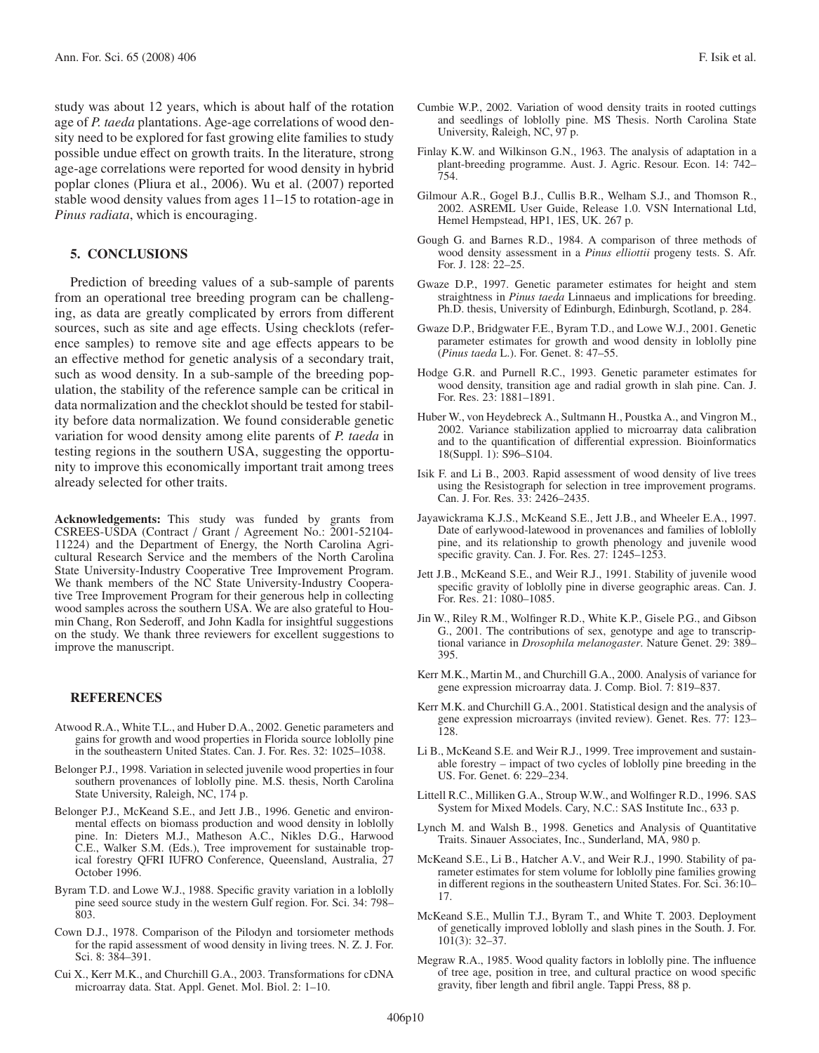study was about 12 years, which is about half of the rotation age of *P. taeda* plantations. Age-age correlations of wood density need to be explored for fast growing elite families to study possible undue effect on growth traits. In the literature, strong age-age correlations were reported for wood density in hybrid poplar clones (Pliura et al., 2006). Wu et al. (2007) reported stable wood density values from ages 11–15 to rotation-age in *Pinus radiata*, which is encouraging.

## 5. CONCLUSIONS

Prediction of breeding values of a sub-sample of parents from an operational tree breeding program can be challenging, as data are greatly complicated by errors from different sources, such as site and age effects. Using checklots (reference samples) to remove site and age effects appears to be an effective method for genetic analysis of a secondary trait, such as wood density. In a sub-sample of the breeding population, the stability of the reference sample can be critical in data normalization and the checklot should be tested for stability before data normalization. We found considerable genetic variation for wood density among elite parents of *P. taeda* in testing regions in the southern USA, suggesting the opportunity to improve this economically important trait among trees already selected for other traits.

**Acknowledgements:** This study was funded by grants from CSREES-USDA (Contract / Grant / Agreement No.: 2001-52104-11224) and the Department of Energy, the North Carolina Agricultural Research Service and the members of the North Carolina State University-Industry Cooperative Tree Improvement Program. We thank members of the NC State University-Industry Cooperative Tree Improvement Program for their generous help in collecting wood samples across the southern USA. We are also grateful to Houmin Chang, Ron Sederoff, and John Kadla for insightful suggestions on the study. We thank three reviewers for excellent suggestions to improve the manuscript.

## REFERENCES

Atwood R.A., White T.L., and Huber D.A., 2002. Genetic parameters and gains for growth and wood properties in Florida source loblolly pine in the southeastern United States. Can. J. For. Res. 32: 1025–1038.

Belonger P.J., 1998. Variation in selected juvenile wood properties in four southern provenances of loblolly pine. M.S. thesis, North Carolina State University, Raleigh, NC, 174 p.

Belonger P.J., McKeand S.E., and Jett J.B., 1996. Genetic and environmental effects on biomass production and wood density in loblolly pine. In: Dieters M.J., Matheson A.C., Nikles D.G., Harwood C.E., Walker S.M. (Eds.), Tree improvement for sustainable tropical forestry QFRI IUFRO Conference, Queensland, Australia, 27 October 1996.

Byram T.D. and Lowe W.J., 1988. Specific gravity variation in a loblolly pine seed source study in the western Gulf region. For. Sci. 34: 798–803.

Cown D.J., 1978. Comparison of the Pilodyn and torsiometer methods for the rapid assessment of wood density in living trees. N. Z. J. For. Sci. 8: 384–391.

Cui X., Kerr M.K., and Churchill G.A., 2003. Transformations for cDNA microarray data. Stat. Appl. Genet. Mol. Biol. 2: 1–10.

Cumbie W.P., 2002. Variation of wood density traits in rooted cuttings and seedlings of loblolly pine. MS Thesis. North Carolina State University, Raleigh, NC, 97 p.

Finlay K.W. and Wilkinson G.N., 1963. The analysis of adaptation in a plant-breeding programme. Aust. J. Agric. Resour. Econ. 14: 742–754.

Gilmour A.R., Gogel B.J., Cullis B.R., Welham S.J., and Thomson R., 2002. ASREML User Guide, Release 1.0. VSN International Ltd, Hemel Hempstead, HP1, 1ES, UK. 267 p.

Gough G. and Barnes R.D., 1984. A comparison of three methods of wood density assessment in a *Pinus elliottii* progeny tests. S. Afr. For. J. 128: 22–25.

Gwaze D.P., 1997. Genetic parameter estimates for height and stem straightness in *Pinus taeda* Linnaeus and implications for breeding. Ph.D. thesis, University of Edinburgh, Edinburgh, Scotland, p. 284.

Gwaze D.P., Bridgwater F.E., Byram T.D., and Lowe W.J., 2001. Genetic parameter estimates for growth and wood density in loblolly pine (*Pinus taeda* L.). For. Genet. 8: 47–55.

Hodge G.R. and Purnell R.C., 1993. Genetic parameter estimates for wood density, transition age and radial growth in slah pine. Can. J. For. Res. 23: 1881–1891.

Huber W., von Heydebreck A., Sultmann H., Poustka A., and Vingron M., 2002. Variance stabilization applied to microarray data calibration and to the quantification of differential expression. Bioinformatics 18(Suppl. 1): S96–S104.

Isik F. and Li B., 2003. Rapid assessment of wood density of live trees using the Resistograph for selection in tree improvement programs. Can. J. For. Res. 33: 2426–2435.

Jayawickrama K.J.S., McKeand S.E., Jett J.B., and Wheeler E.A., 1997. Date of earlywood-latewood in provenances and families of loblolly pine, and its relationship to growth phenology and juvenile wood specific gravity. Can. J. For. Res. 27: 1245–1253.

Jett J.B., McKeand S.E., and Weir R.J., 1991. Stability of juvenile wood specific gravity of loblolly pine in diverse geographic areas. Can. J. For. Res. 21: 1080–1085.

Jin W., Riley R.M., Wolfinger R.D., White K.P., Gisele P.G., and Gibson G., 2001. The contributions of sex, genotype and age to transcriptional variance in *Drosophila melanogaster*. Nature Genet. 29: 389–395.

Kerr M.K., Martin M., and Churchill G.A., 2000. Analysis of variance for gene expression microarray data. J. Comp. Biol. 7: 819–837.

Kerr M.K. and Churchill G.A., 2001. Statistical design and the analysis of gene expression microarrays (invited review). Genet. Res. 77: 123–128.

Li B., McKeand S.E. and Weir R.J., 1999. Tree improvement and sustainable forestry – impact of two cycles of loblolly pine breeding in the US. For. Genet. 6: 229–234.

Littell R.C., Milliken G.A., Stroup W.W., and Wolfinger R.D., 1996. SAS System for Mixed Models. Cary, N.C.: SAS Institute Inc., 633 p.

Lynch M. and Walsh B., 1998. Genetics and Analysis of Quantitative Traits. Sinauer Associates, Inc., Sunderland, MA, 980 p.

McKeand S.E., Li B., Hatcher A.V., and Weir R.J., 1990. Stability of parameter estimates for stem volume for loblolly pine families growing in different regions in the southeastern United States. For. Sci. 36:10–17.

McKeand S.E., Mullin T.J., Byram T., and White T. 2003. Deployment of genetically improved loblolly and slash pines in the South. J. For. 101(3): 32–37.

Megraw R.A., 1985. Wood quality factors in loblolly pine. The influence of tree age, position in tree, and cultural practice on wood specific gravity, fiber length and fibril angle. Tappi Press, 88 p.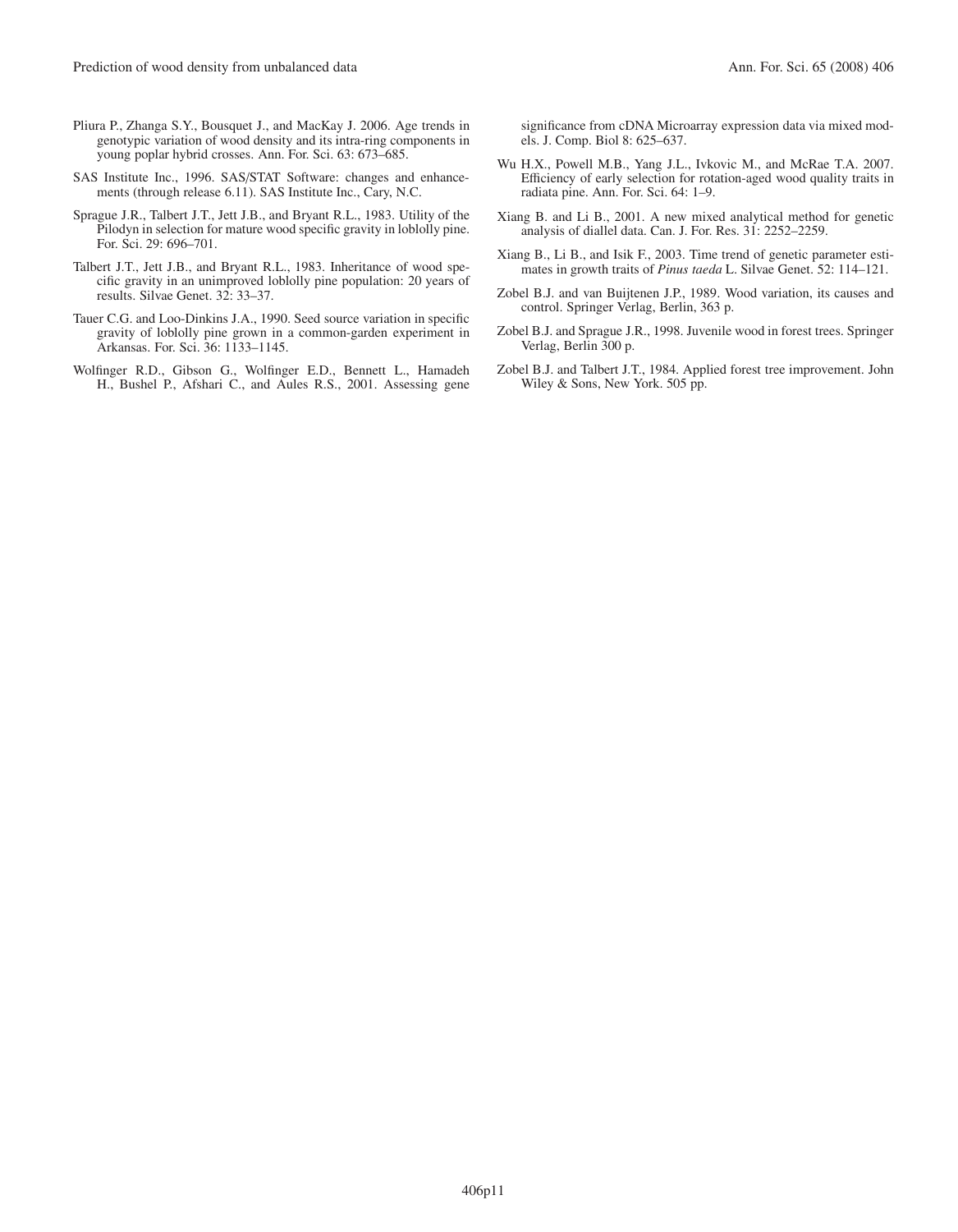Pliura P., Zhanga S.Y., Bousquet J., and MacKay J. 2006. Age trends in genotypic variation of wood density and its intra-ring components in young poplar hybrid crosses. Ann. For. Sci. 63: 673–685.

SAS Institute Inc., 1996. SAS/STAT Software: changes and enhancements (through release 6.11). SAS Institute Inc., Cary, N.C.

Sprague J.R., Talbert J.T., Jett J.B., and Bryant R.L., 1983. Utility of the Pilodyn in selection for mature wood specific gravity in loblolly pine. For. Sci. 29: 696–701.

Talbert J.T., Jett J.B., and Bryant R.L., 1983. Inheritance of wood specific gravity in an unimproved loblolly pine population: 20 years of results. Silvae Genet. 32: 33–37.

Tauer C.G. and Loo-Dinkins J.A., 1990. Seed source variation in specific gravity of loblolly pine grown in a common-garden experiment in Arkansas. For. Sci. 36: 1133–1145.

Wolfinger R.D., Gibson G., Wolfinger E.D., Bennett L., Hamadeh H., Bushel P., Afshari C., and Aules R.S., 2001. Assessing gene significance from cDNA Microarray expression data via mixed models. J. Comp. Biol 8: 625–637.

Wu H.X., Powell M.B., Yang J.L., Ivkovic M., and McRae T.A. 2007. Efficiency of early selection for rotation-aged wood quality traits in radiata pine. Ann. For. Sci. 64: 1–9.

Xiang B. and Li B., 2001. A new mixed analytical method for genetic analysis of diallel data. Can. J. For. Res. 31: 2252–2259.

Xiang B., Li B., and Isik F., 2003. Time trend of genetic parameter estimates in growth traits of *Pinus taeda* L. Silvae Genet. 52: 114–121.

Zobel B.J. and van Buijtenen J.P., 1989. Wood variation, its causes and control. Springer Verlag, Berlin, 363 p.

Zobel B.J. and Sprague J.R., 1998. Juvenile wood in forest trees. Springer Verlag, Berlin 300 p.

Zobel B.J. and Talbert J.T., 1984. Applied forest tree improvement. John Wiley & Sons, New York. 505 pp.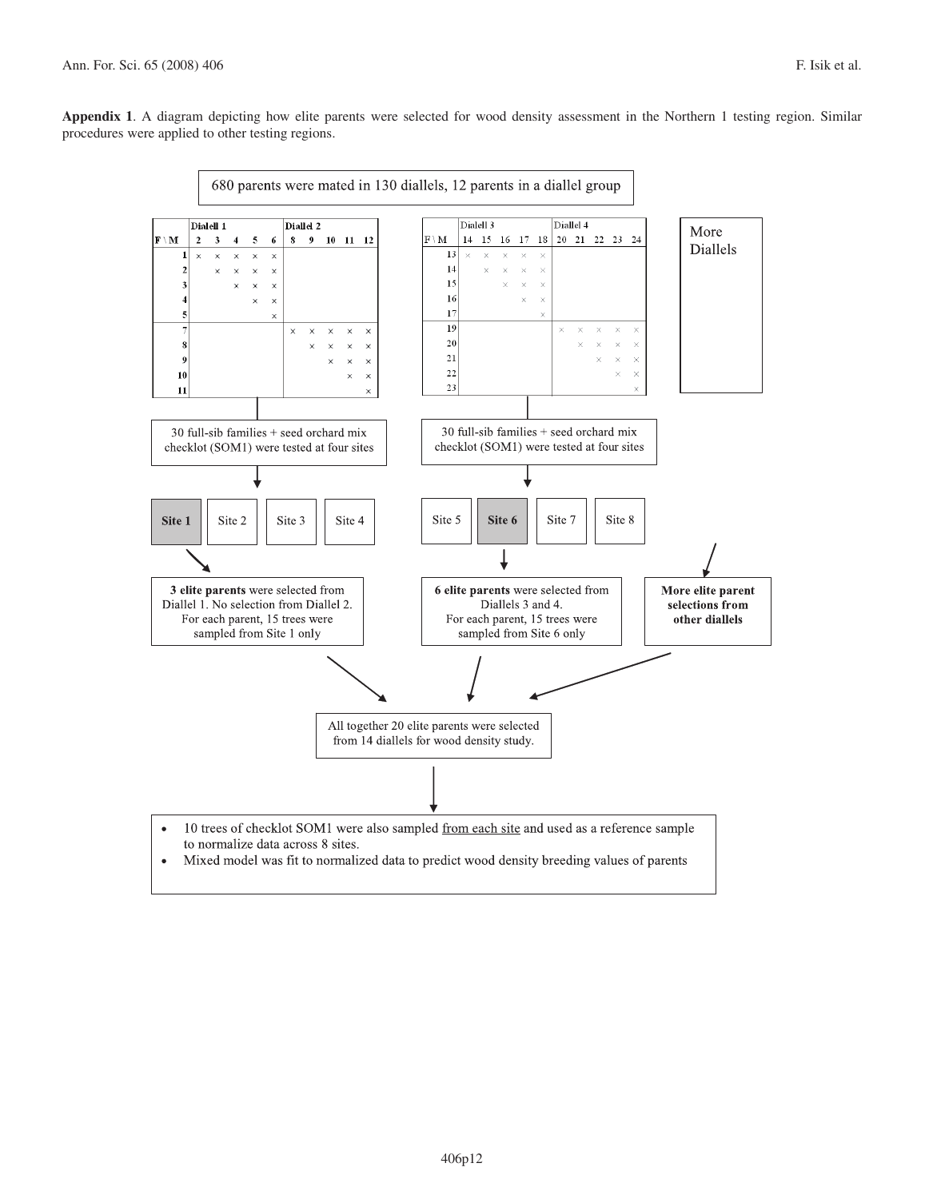**Appendix 1**. A diagram depicting how elite parents were selected for wood density assessment in the Northern 1 testing region. Similar procedures were applied to other testing regions.

680 parents were mated in 130 diallels, 12 parents in a diallel group

| F \ M | Diallel 1 | | | | | Diallel 2 | | | | |
|---|---|---|---|---|---|---|---|---|---|---|
| | 2 | 3 | 4 | 5 | 6 | 8 | 9 | 10 | 11 | 12 |
| 1 | × | × | × | × | × | | | | | |
| 2 | | × | × | × | × | | | | | |
| 3 | | | × | × | × | | | | | |
| 4 | | | | × | × | | | | | |
| 5 | | | | | × | | | | | |
| 7 | | | | | | × | × | × | × | × |
| 8 | | | | | | | × | × | × | × |
| 9 | | | | | | | | × | × | × |
| 10 | | | | | | | | | × | × |
| 11 | | | | | | | | | | × |

| F \ M | Diallel 3 | | | | | Diallel 4 | | | | |
|---|---|---|---|---|---|---|---|---|---|---|
| | 14 | 15 | 16 | 17 | 18 | 20 | 21 | 22 | 23 | 24 |
| 13 | × | × | × | × | × | | | | | |
| 14 | | × | × | × | × | | | | | |
| 15 | | | × | × | × | | | | | |
| 16 | | | | × | × | | | | | |
| 17 | | | | | × | | | | | |
| 19 | | | | | | × | × | × | × | × |
| 20 | | | | | | | × | × | × | × |
| 21 | | | | | | | | × | × | × |
| 22 | | | | | | | | | × | × |
| 23 | | | | | | | | | | × |

More Diallels

30 full-sib families + seed orchard mix checklot (SOM1) were tested at four sites

Site 1 | Site 2 | Site 3 | Site 4

**3 elite parents** were selected from Diallel 1. No selection from Diallel 2. For each parent, 15 trees were sampled from Site 1 only

30 full-sib families + seed orchard mix checklot (SOM1) were tested at four sites

Site 5 | Site 6 | Site 7 | Site 8

**6 elite parents** were selected from Diallels 3 and 4. For each parent, 15 trees were sampled from Site 6 only

**More elite parent selections from other diallels**

All together 20 elite parents were selected from 14 diallels for wood density study.

- 10 trees of checklot SOM1 were also sampled from each site and used as a reference sample to normalize data across 8 sites.
- Mixed model was fit to normalized data to predict wood density breeding values of parents